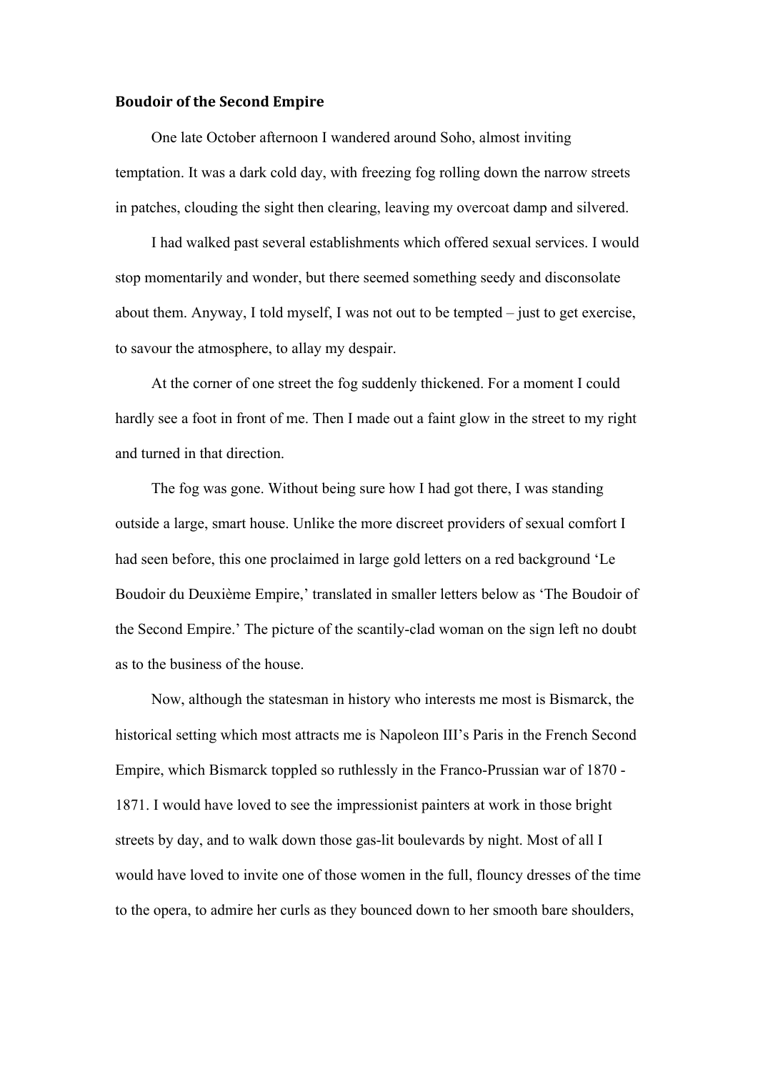**Boudoir of the Second Empire**

One late October afternoon I wandered around Soho, almost inviting temptation. It was a dark cold day, with freezing fog rolling down the narrow streets in patches, clouding the sight then clearing, leaving my overcoat damp and silvered.

I had walked past several establishments which offered sexual services. I would stop momentarily and wonder, but there seemed something seedy and disconsolate about them. Anyway, I told myself, I was not out to be tempted – just to get exercise, to savour the atmosphere, to allay my despair.

At the corner of one street the fog suddenly thickened. For a moment I could hardly see a foot in front of me. Then I made out a faint glow in the street to my right and turned in that direction.

The fog was gone. Without being sure how I had got there, I was standing outside a large, smart house. Unlike the more discreet providers of sexual comfort I had seen before, this one proclaimed in large gold letters on a red background 'Le Boudoir du Deuxième Empire,' translated in smaller letters below as 'The Boudoir of the Second Empire.' The picture of the scantily-clad woman on the sign left no doubt as to the business of the house.

Now, although the statesman in history who interests me most is Bismarck, the historical setting which most attracts me is Napoleon III's Paris in the French Second Empire, which Bismarck toppled so ruthlessly in the Franco-Prussian war of 1870 - 1871. I would have loved to see the impressionist painters at work in those bright streets by day, and to walk down those gas-lit boulevards by night. Most of all I would have loved to invite one of those women in the full, flouncy dresses of the time to the opera, to admire her curls as they bounced down to her smooth bare shoulders,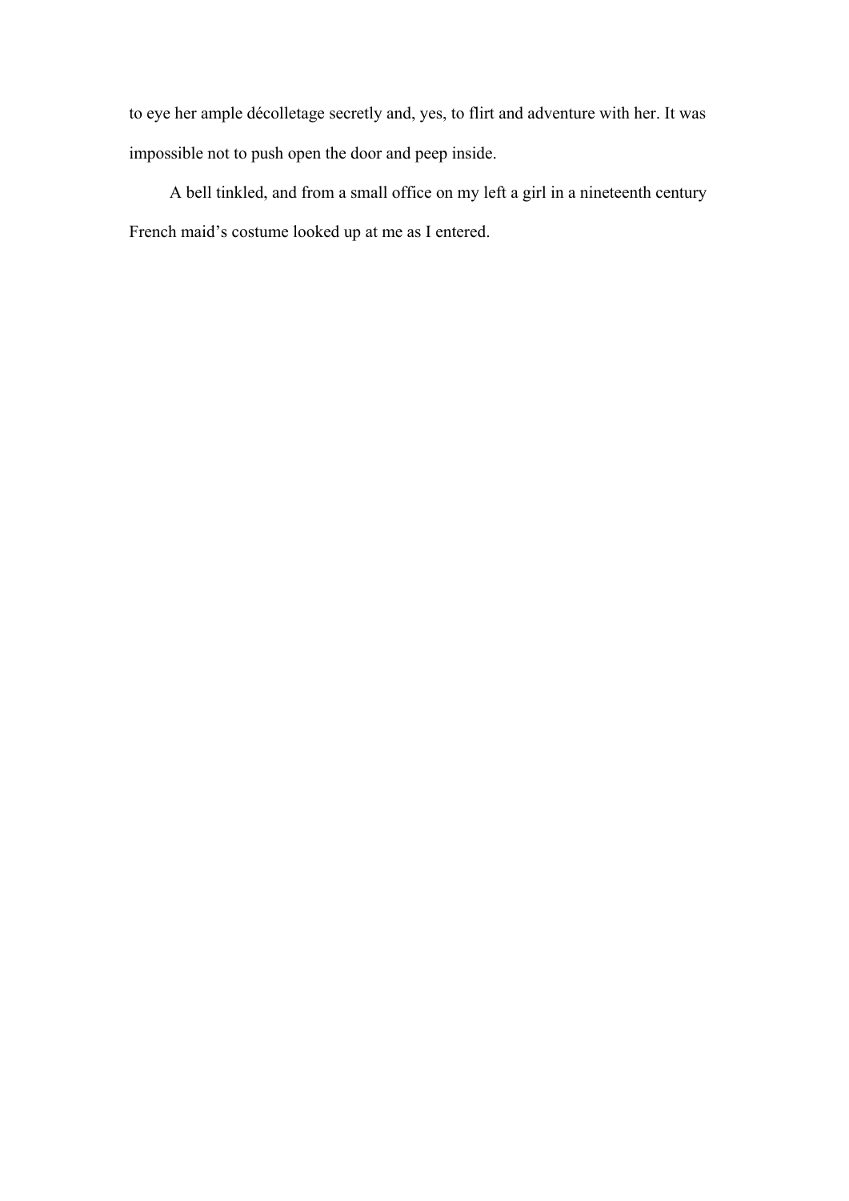to eye her ample décolletage secretly and, yes, to flirt and adventure with her. It was impossible not to push open the door and peep inside.

A bell tinkled, and from a small office on my left a girl in a nineteenth century French maid's costume looked up at me as I entered.